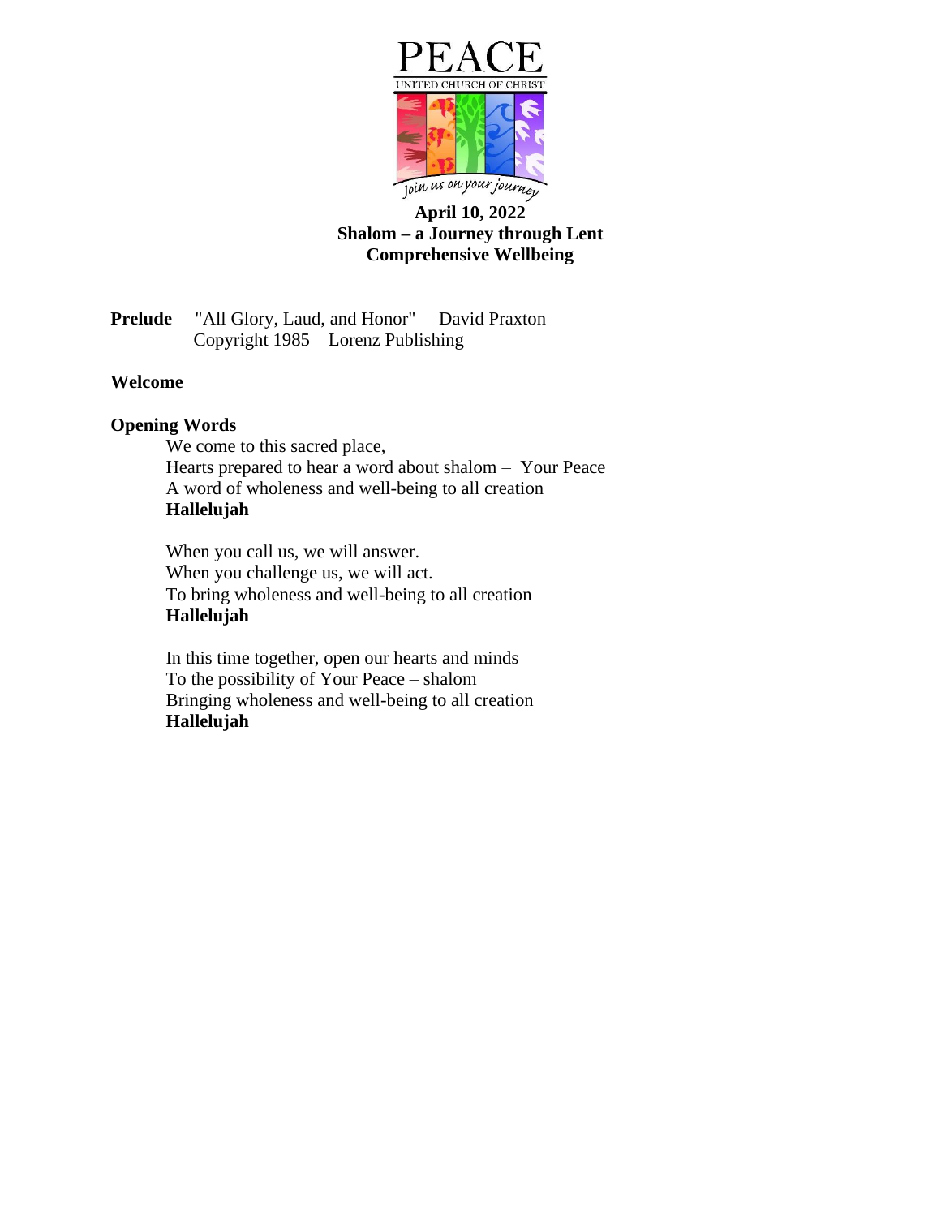PEACE

UNITED CHURCH OF CHRIST

Join us on your journey

**April 10, 2022**
**Shalom – a Journey through Lent**
**Comprehensive Wellbeing**

**Prelude** "All Glory, Laud, and Honor" David Praxton
Copyright 1985 Lorenz Publishing

**Welcome**

**Opening Words**

We come to this sacred place,
Hearts prepared to hear a word about shalom – Your Peace
A word of wholeness and well-being to all creation
**Hallelujah**

When you call us, we will answer.
When you challenge us, we will act.
To bring wholeness and well-being to all creation
**Hallelujah**

In this time together, open our hearts and minds
To the possibility of Your Peace – shalom
Bringing wholeness and well-being to all creation
**Hallelujah**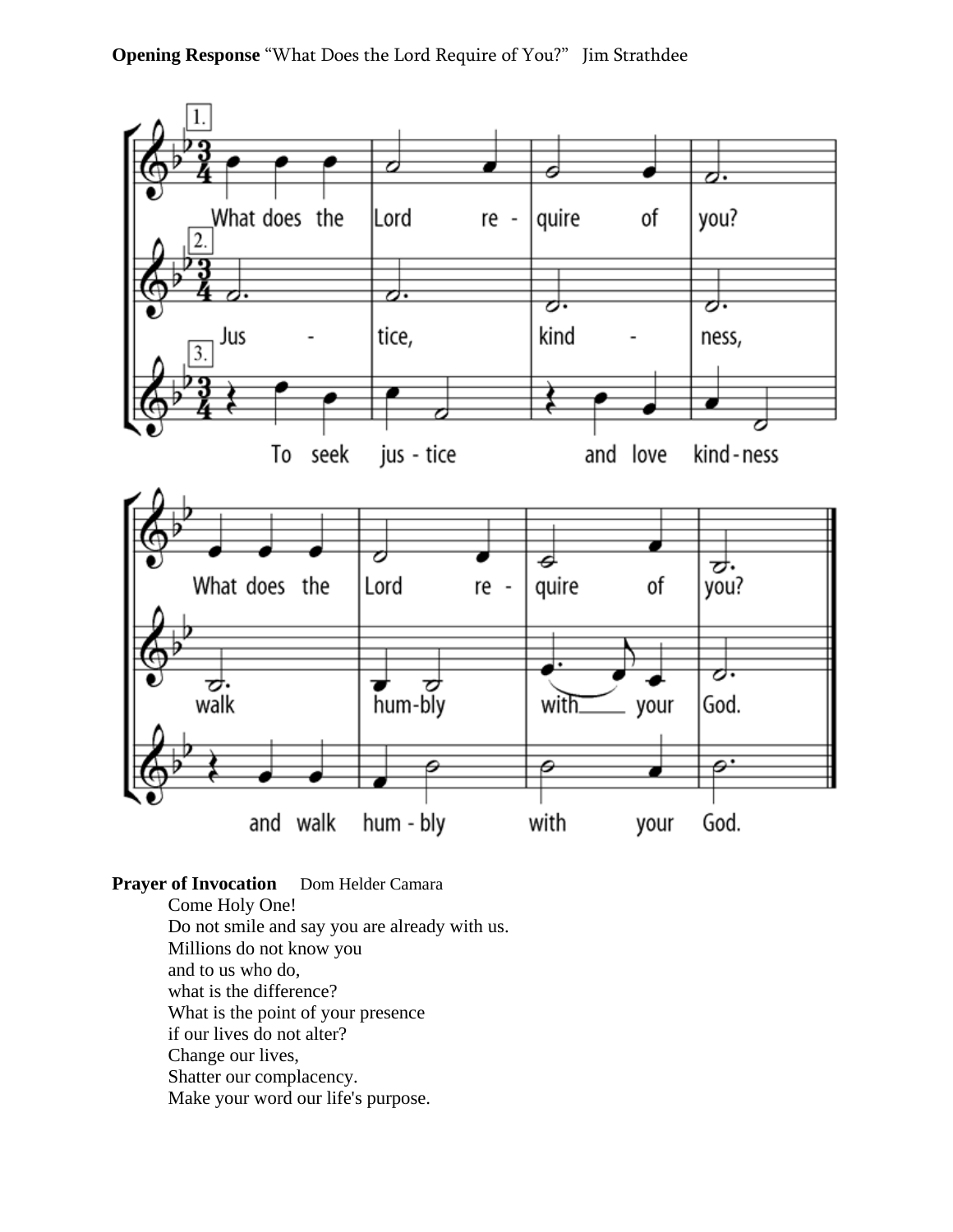**Opening Response** "What Does the Lord Require of You?" Jim Strathdee

1. What does the Lord re - quire of you? What does the Lord re - quire of you?

2. Jus - tice, kind - ness, walk hum-bly with your God.

3. To seek jus - tice and love kind-ness and walk hum - bly with your God.

**Prayer of Invocation** Dom Helder Camara

Come Holy One!
Do not smile and say you are already with us.
Millions do not know you
and to us who do,
what is the difference?
What is the point of your presence
if our lives do not alter?
Change our lives,
Shatter our complacency.
Make your word our life's purpose.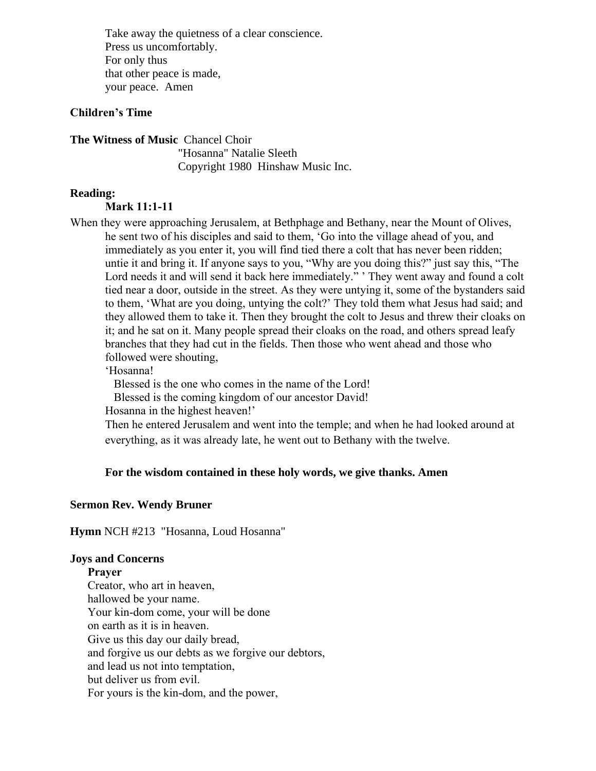Take away the quietness of a clear conscience.  
Press us uncomfortably.  
For only thus  
that other peace is made,  
your peace.  Amen

**Children's Time**

**The Witness of Music** Chancel Choir  
"Hosanna" Natalie Sleeth  
Copyright 1980  Hinshaw Music Inc.

**Reading:**

**Mark 11:1-11**

When they were approaching Jerusalem, at Bethphage and Bethany, near the Mount of Olives, he sent two of his disciples and said to them, 'Go into the village ahead of you, and immediately as you enter it, you will find tied there a colt that has never been ridden; untie it and bring it. If anyone says to you, "Why are you doing this?" just say this, "The Lord needs it and will send it back here immediately." ' They went away and found a colt tied near a door, outside in the street. As they were untying it, some of the bystanders said to them, 'What are you doing, untying the colt?' They told them what Jesus had said; and they allowed them to take it. Then they brought the colt to Jesus and threw their cloaks on it; and he sat on it. Many people spread their cloaks on the road, and others spread leafy branches that they had cut in the fields. Then those who went ahead and those who followed were shouting,

'Hosanna!  
Blessed is the one who comes in the name of the Lord!  
Blessed is the coming kingdom of our ancestor David!  
Hosanna in the highest heaven!'

Then he entered Jerusalem and went into the temple; and when he had looked around at everything, as it was already late, he went out to Bethany with the twelve.

**For the wisdom contained in these holy words, we give thanks. Amen**

**Sermon Rev. Wendy Bruner**

**Hymn** NCH #213  "Hosanna, Loud Hosanna"

**Joys and Concerns**

**Prayer**

Creator, who art in heaven,  
hallowed be your name.  
Your kin-dom come, your will be done  
on earth as it is in heaven.  
Give us this day our daily bread,  
and forgive us our debts as we forgive our debtors,  
and lead us not into temptation,  
but deliver us from evil.  
For yours is the kin-dom, and the power,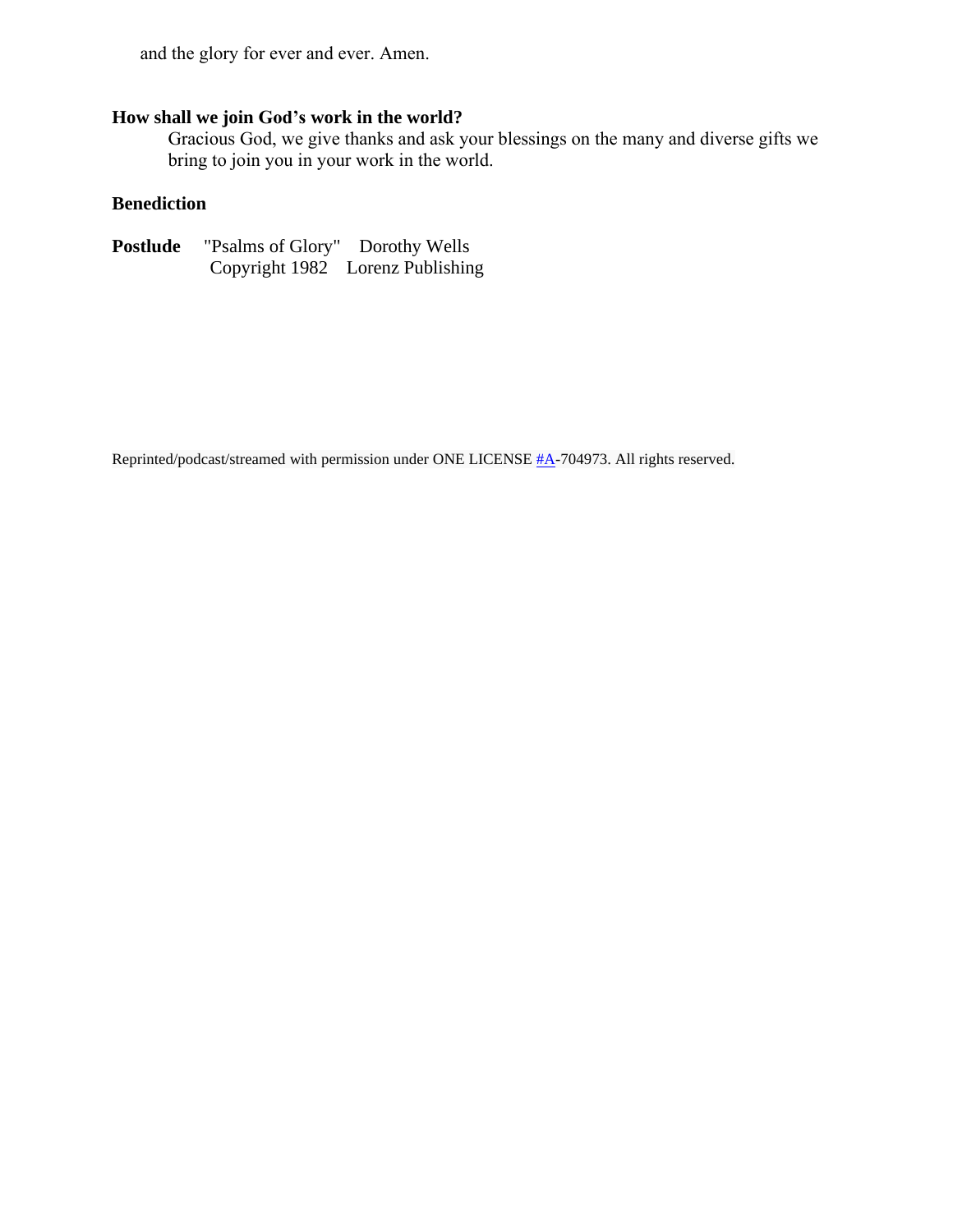and the glory for ever and ever. Amen.

**How shall we join God's work in the world?**

Gracious God, we give thanks and ask your blessings on the many and diverse gifts we bring to join you in your work in the world.

**Benediction**

**Postlude** "Psalms of Glory" Dorothy Wells
Copyright 1982 Lorenz Publishing

Reprinted/podcast/streamed with permission under ONE LICENSE #A-704973. All rights reserved.